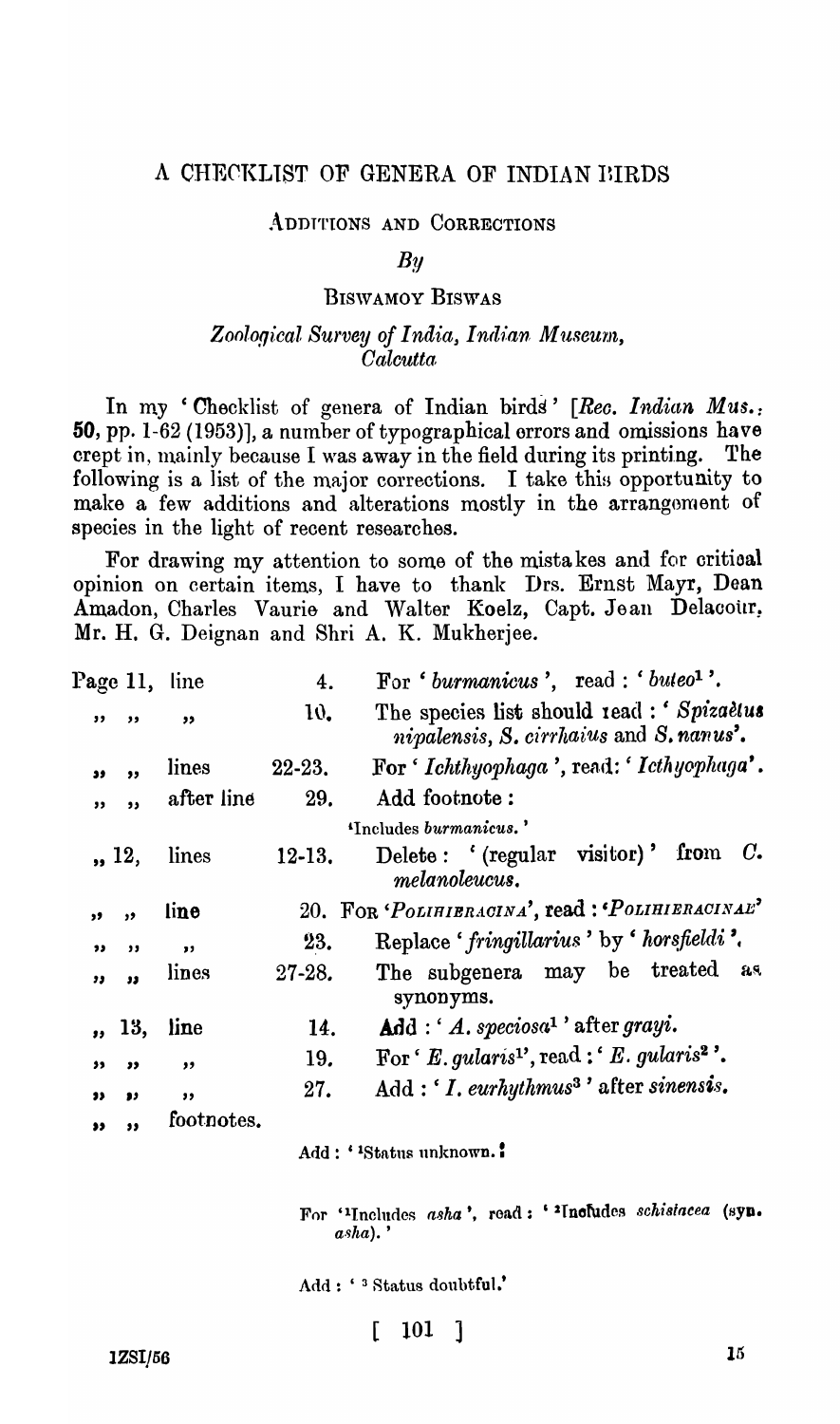# A CHECKLIST OF GENERA OF INDIAN BIRDS

## ADDITIONS AND CORRECTIONS

*By*

BISWAMOY BISWAS

*Zoological Survey of India, Indian Museum, Calcutta*

In my 'Checklist of genera of Indian birds' [*Rec. Indian Mus.*, **50**, pp. 1-62 (1953)], a number of typographical errors and omissions have crept in, mainly because I was away in the field during its printing. The following is a list of the major corrections. I take this opportunity to make a few additions and alterations mostly in the arrangement of species in the light of recent researches.

For drawing my attention to some of the mistakes and for critical opinion on certain items, I have to thank Drs. Ernst Mayr, Dean Amadon, Charles Vaurie and Walter Koelz, Capt. Jean Delacour, Mr. H. G. Deignan and Shri A. K. Mukherjee.

| Page | | | |
|---|---|---|---|
| Page 11, | line | 4. | For '*burmanicus*', read : '*buteo*[1]'. |
| ,, ,, | ,, | 10. | The species list should read : '*Spizaëtus nipalensis*, *S. cirrhatus* and *S. nanus*'. |
| ,, ,, | lines | 22-23. | For '*Ichthyophaga*', read: '*Icthyophaga*'. |
| ,, ,, | after line | 29. | Add footnote : '[1]Includes *burmanicus*.' |
| ,, 12, | lines | 12-13. | Delete : '(regular visitor)' from *C. melanoleucus*. |
| ,, ,, | line | 20. | For '*POLIHIERACINA*', read : '*POLIHIERACINAE*' |
| ,, ,, | ,, | 23. | Replace '*fringillarius*' by '*horsfieldi*'. |
| ,, ,, | lines | 27-28. | The subgenera may be treated as synonyms. |
| ,, 13, | line | 14. | Add : '*A. speciosa*[1]' after *grayi*. |
| ,, ,, | ,, | 19. | For '*E. gularis*[1]', read : '*E. gularis*[2]'. |
| ,, ,, | ,, | 27. | Add : '*I. eurhythmus*[3]' after *sinensis*. |
| ,, ,, | footnotes. | | Add : '[1]Status unknown.' |
| | | | For '[1]Includes *asha*', read : '[2]Includes *schistacea* (syn. *asha*).' |
| | | | Add : '[3] Status doubtful.' |

1ZSI/56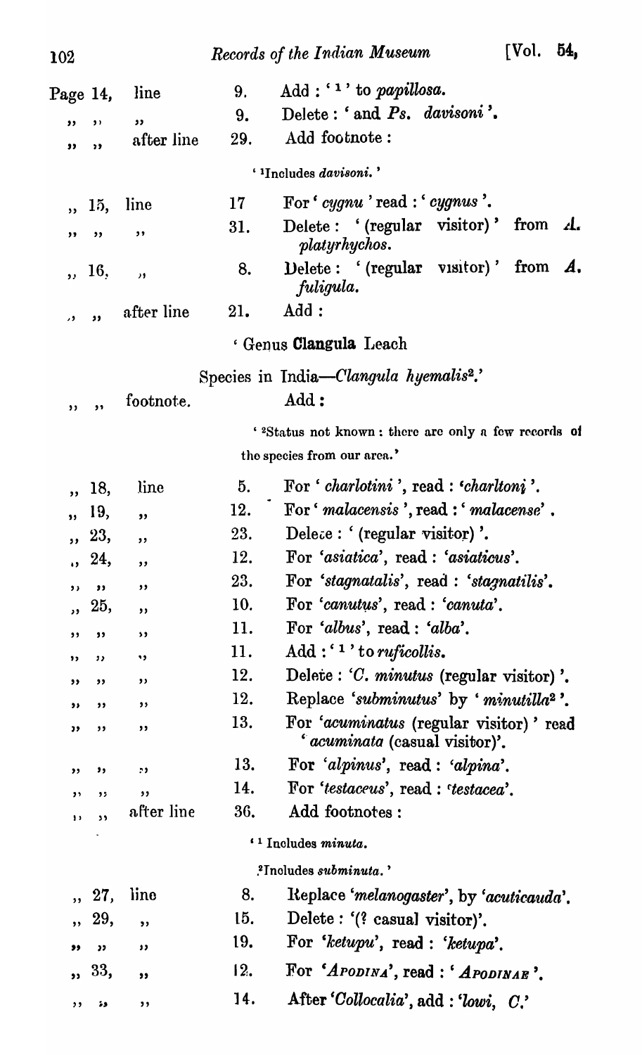| Page | | Line | Correction |
|---|---|---|---|
| Page 14, | line | 9. | Add : '[1]' to *papillosa*. |
| ,, ,, | ,, | 9. | Delete : 'and *Ps. davisoni*'. |
| ,, ,, | after line | 29. | Add footnote : |

'[1]Includes *davisoni*.'

| Page | | Line | Correction |
|---|---|---|---|
| ,, 15, | line | 17 | For '*cygnu*' read : '*cygnus*'. |
| ,, ,, | ,, | 31. | Delete : '(regular visitor)' from *A. platyrhychos*. |
| ,, 16, | ,, | 8. | Delete : '(regular visitor)' from *A. fuligula*. |
| ,, ,, | after line | 21. | Add : |

'Genus **Clangula** Leach

Species in India—*Clangula hyemalis*[2].'

| Page | | Line | Correction |
|---|---|---|---|
| ,, ,, | footnote. | | Add : |

'[2]Status not known : there are only a few records of the species from our area.'

| Page | | Line | Correction |
|---|---|---|---|
| ,, 18, | line | 5. | For '*charlotini*', read : '*charltoni*'. |
| ,, 19, | ,, | 12. | For '*malacensis*', read : '*malacense*'. |
| ,, 23, | ,, | 23. | Delete : '(regular visitor)'. |
| ,, 24, | ,, | 12. | For '*asiatica*', read : '*asiaticus*'. |
| ,, ,, | ,, | 23. | For '*stagnatalis*', read : '*stagnatilis*'. |
| ,, 25, | ,, | 10. | For '*canutus*', read : '*canuta*'. |
| ,, ,, | ,, | 11. | For '*albus*', read : '*alba*'. |
| ,, ,, | ,, | 11. | Add : '[1]' to *ruficollis*. |
| ,, ,, | ,, | 12. | Delete : '*C. minutus* (regular visitor)'. |
| ,, ,, | ,, | 12. | Replace '*subminutus*' by '*minutilla*[2]'. |
| ,, ,, | ,, | 13. | For '*acuminatus* (regular visitor)' read '*acuminata* (casual visitor)'. |
| ,, ,, | ,, | 13. | For '*alpinus*', read : '*alpina*'. |
| ,, ,, | ,, | 14. | For '*testaceus*', read : '*testacea*'. |
| ,, ,, | after line | 36. | Add footnotes : |

'[1] Includes *minuta*.

[2]Includes *subminuta*.'

| Page | | Line | Correction |
|---|---|---|---|
| ,, 27, | line | 8. | Replace '*melanogaster*', by '*acuticauda*'. |
| ,, 29, | ,, | 15. | Delete : '(? casual visitor)'. |
| ,, ,, | ,, | 19. | For '*ketupu*', read : '*ketupa*'. |
| ,, 33, | ,, | 12. | For '*APODINA*', read : '*APODINAE*'. |
| ,, ,, | ,, | 14. | After '*Collocalia*', add : '*lowi*, *C.*' |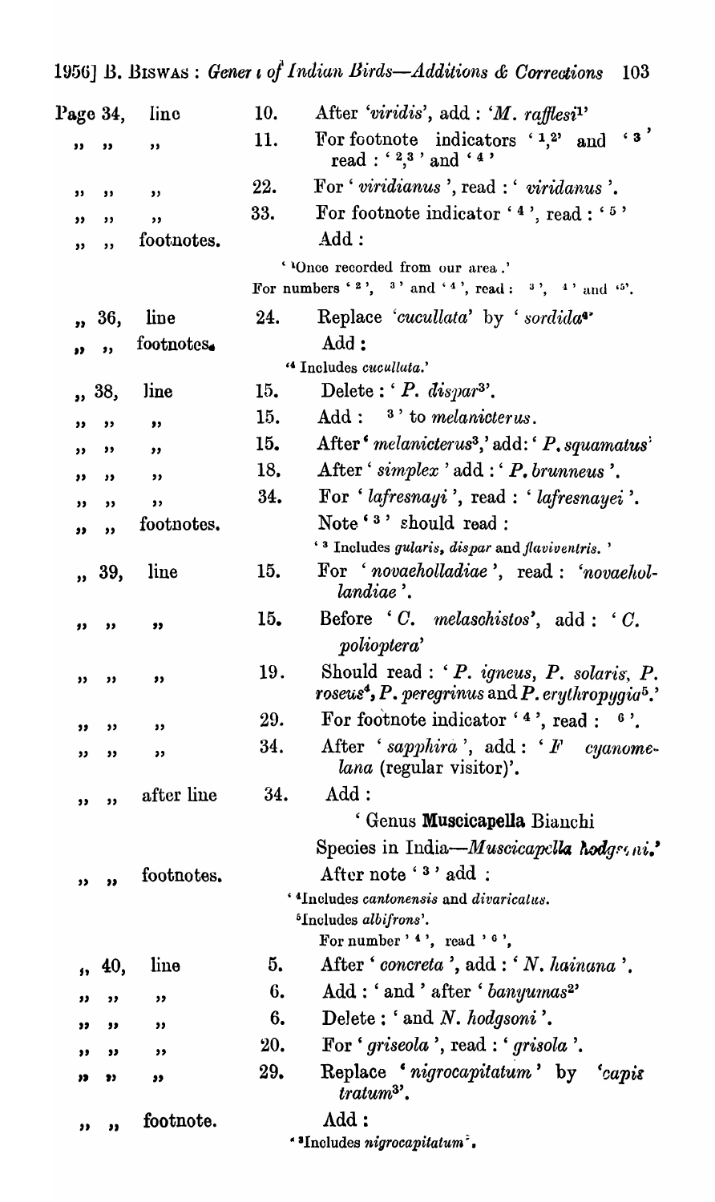| Page | | Line | Correction |
|---|---|---|---|
| Page 34, | line | 10. | After '*viridis*', add : '*M. rafflesi*[1]' |
| ,, ,, | ,, | 11. | For footnote indicators '[1,2]' and '[3]' read : '[2,3]' and '[4]' |
| ,, ,, | ,, | 22. | For '*viridianus*', read : '*viridanus*'. |
| ,, ,, | ,, | 33. | For footnote indicator '[4]', read : '[5]' |
| ,, ,, | footnotes. | | Add : '[1]Once recorded from our area.' For numbers '[2]', '[3]' and '[4]', read : '[3]', '[4]' and '[5]'. |
| ,, 36, | line | 24. | Replace '*cucullata*' by '*sordida*[4]' |
| ,, ,, | footnotes. | | Add : '[4] Includes *cucullata*.' |
| ,, 38, | line | 15. | Delete : '*P. dispar*[3]'. |
| ,, ,, | ,, | 15. | Add : '[3]' to *melanicterus*. |
| ,, ,, | ,, | 15. | After '*melanicterus*[3],' add : '*P. squamatus*' |
| ,, ,, | ,, | 18. | After '*simplex*' add : '*P. brunneus*'. |
| ,, ,, | ,, | 34. | For '*lafresnayi*', read : '*lafresnayei*'. |
| ,, ,, | footnotes. | | Note '[3]' should read : '[3] Includes *gularis*, *dispar* and *flaviventris*.' |
| ,, 39, | line | 15. | For '*novaeholladiae*', read : '*novaehollandiae*'. |
| ,, ,, | ,, | 15. | Before '*C. melaschistos*', add : '*C. polioptera*' |
| ,, ,, | ,, | 19. | Should read : '*P. igneus*, *P. solaris*, *P. roseus*[4], *P. peregrinus* and *P. erythropygia*[5].' |
| ,, ,, | ,, | 29. | For footnote indicator '[4]', read : '[6]'. |
| ,, ,, | ,, | 34. | After '*sapphira*', add : '*F cyanomelana* (regular visitor)'. |
| ,, ,, | after line | 34. | Add : 'Genus **Muscicapella** Bianchi Species in India—*Muscicapella hodgsoni*.' |
| ,, ,, | footnotes. | | After note '[3]' add : '[4]Includes *cantonensis* and *divaricatus*. [5]Includes *albifrons*'. For number '[4]', read '[6]', |
| ,, 40, | line | 5. | After '*concreta*', add : '*N. hainana*'. |
| ,, ,, | ,, | 6. | Add : 'and' after '*banyumas*[2]' |
| ,, ,, | ,, | 6. | Delete : 'and *N. hodgsoni*'. |
| ,, ,, | ,, | 20. | For '*griseola*', read : '*grisola*'. |
| ,, ,, | ,, | 29. | Replace '*nigrocapitatum*' by '*capistratum*[3]'. |
| ,, ,, | footnote. | | Add : '[3]Includes *nigrocapitatum*'. |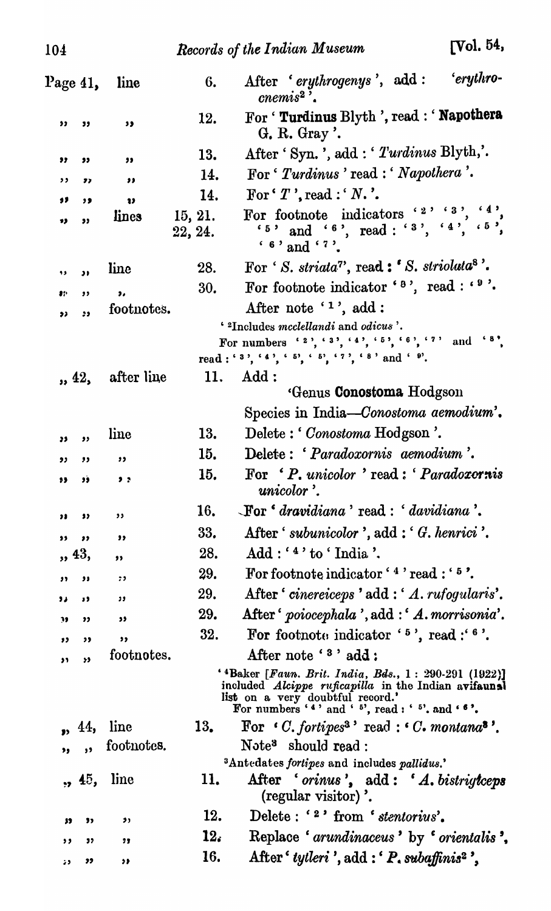| Page | | Line | | Correction |
|---|---|---|---|---|
| Page 41, | | line | 6. | After '*erythrogenys*', add: '*erythrocnemis*[2]'. |
| ,, | ,, | ,, | 12. | For '**Turdinus** Blyth', read: '**Napothera** G. R. Gray'. |
| ,, | ,, | ,, | 13. | After 'Syn.', add: '*Turdinus* Blyth,'. |
| ,, | ,, | ,, | 14. | For '*Turdinus*' read: '*Napothera*'. |
| ,, | ,, | ,, | 14. | For '*T*', read: '*N.*'. |
| ,, | ,, | lines | 15, 21. 22, 24. | For footnote indicators '[2]' '[3]', '[4]', '[5]' and '[6]', read: '[3]', '[4]', '[5]', '[6]' and '[7]'. |
| ,, | ,, | line | 28. | For '*S. striata*[7]', read: '*S. striolata*[8]'. |
| ,, | ,, | ,, | 30. | For footnote indicator '[8]', read: '[9]'. |
| ,, | ,, | footnotes. | | After note '[1]', add: '[2]Includes *mcclellandi* and *odicus*'. For numbers '[2]', '[3]', '[4]', '[5]', '[6]', '[7]' and '[8]', read: '[3]', '[4]', '[5]', '[5]', '[7]', '[8]' and '[9]'. |
| ,, 42, | | after line | 11. | Add: 'Genus **Conostoma** Hodgson Species in India—*Conostoma aemodium*'. |
| ,, | ,, | line | 13. | Delete: '*Conostoma* Hodgson'. |
| ,, | ,, | ,, | 15. | Delete: '*Paradoxornis aemodium*'. |
| ,, | ,, | ,, | 15. | For '*P. unicolor*' read: '*Paradoxornis unicolor*'. |
| ,, | ,, | ,, | 16. | For '*dravidiana*' read: '*davidiana*'. |
| ,, | ,, | ,, | 33. | After '*subunicolor*', add: '*G. henrici*'. |
| ,, 43, | | ,, | 28. | Add: '[4]' to 'India'. |
| ,, | ,, | ,, | 29. | For footnote indicator '[4]' read: '[5]'. |
| ,, | ,, | ,, | 29. | After '*cinereiceps*' add: '*A. rufogularis*'. |
| ,, | ,, | ,, | 29. | After '*poiocephala*', add: '*A. morrisonia*'. |
| ,, | ,, | ,, | 32. | For footnote indicator '[5]', read: '[6]'. |
| ,, | ,, | footnotes. | | After note '[3]' add: '[4]Baker [*Faun. Brit. India, Bds.*, 1: 290-291 (1922)] included *Alcippe ruficapilla* in the Indian avifaunal list on a very doubtful record.' For numbers '[4]' and '[5]', read: '[5]' and '[6]'. |
| ,, 44, | | line | 13. | For '*C. fortipes*[3]' read: '*C. montana*[3]'. |
| ,, | ,, | footnotes. | | Note[3] should read: '[3]Antedates *fortipes* and includes *pallidus*.' |
| ,, 45, | | line | 11. | After '*orinus*', add: '*A. bistrigiceps* (regular visitor)'. |
| ,, | ,, | ,, | 12. | Delete: '[2]' from '*stentorius*'. |
| ,, | ,, | ,, | 12. | Replace '*arundinaceus*' by '*orientalis*', |
| ,, | ,, | ,, | 16. | After '*tytleri*', add: '*P. subaffinis*[2]', |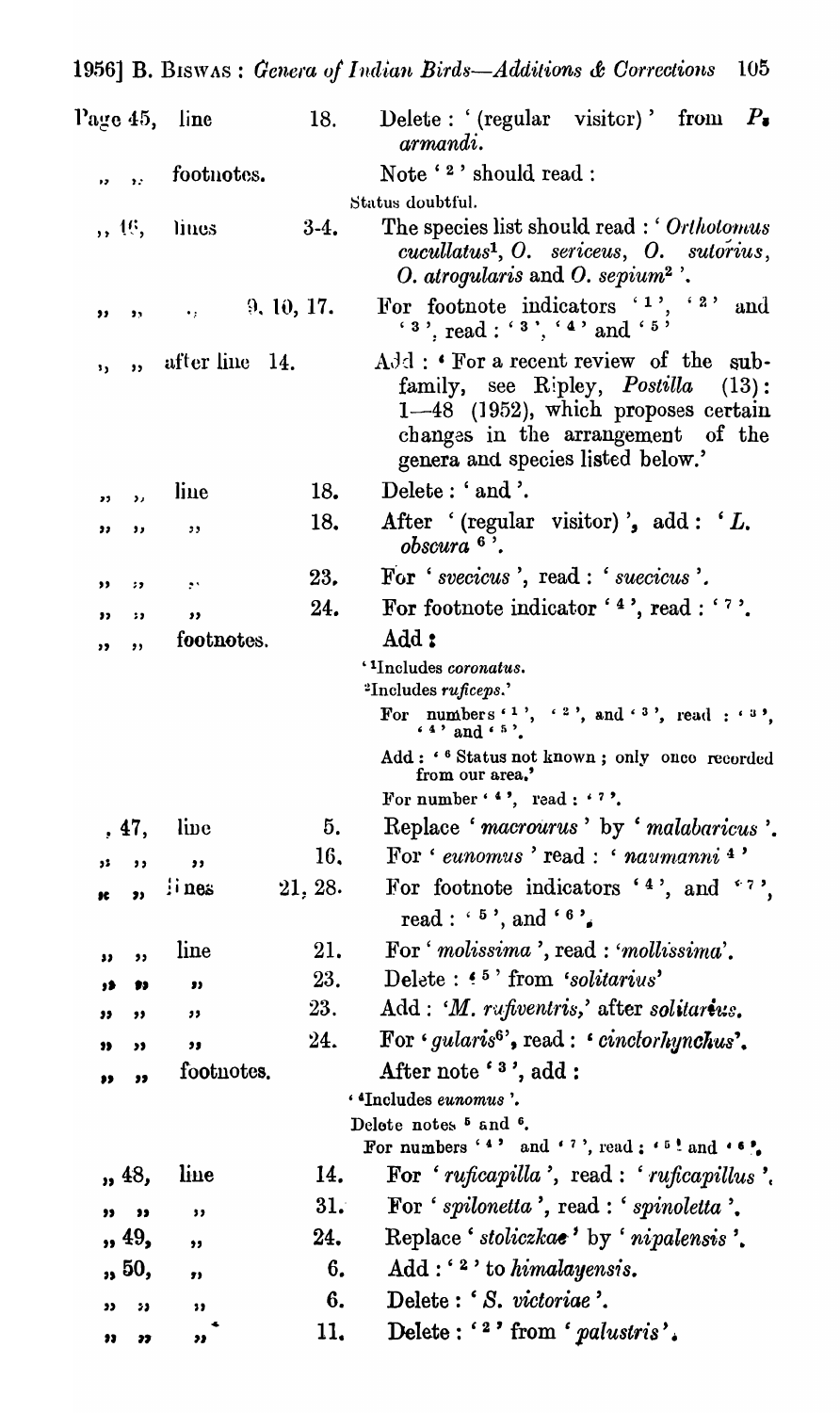| Page | | Line(s) | Correction |
|---|---|---|---|
| Page 45, | line | 18. | Delete : '(regular visitor)' from *P. armandi*. |
| " " | footnotes. | | Note '2' should read : Status doubtful. |
| " 46, | lines | 3-4. | The species list should read : '*Orthotomus cucullatus*[1], *O. sericeus*, *O. sutorius*, *O. atrogularis* and *O. sepium*[2]'. |
| " " | " | 9, 10, 17. | For footnote indicators '1', '2' and '3', read : '3', '4' and '5' |
| " " | after line | 14. | Add : 'For a recent review of the subfamily, see Ripley, *Postilla* (13): 1—48 (1952), which proposes certain changes in the arrangement of the genera and species listed below.' |
| " " | line | 18. | Delete : 'and'. |
| " " | " | 18. | After '(regular visitor)', add : '*L. obscura* 6'. |
| " " | " | 23. | For '*svecicus*', read : '*suecicus*'. |
| " " | " | 24. | For footnote indicator '4', read : '7'. |
| " " | footnotes. | | Add : '1Includes *coronatus*. 2Includes *ruficeps*.' For numbers '1', '2', and '3', read : '3', '4' and '5'. Add : '6 Status not known ; only once recorded from our area.' For number '4', read : '7'. |
| " 47, | line | 5. | Replace '*macrourus*' by '*malabaricus*'. |
| " " | " | 16. | For '*eunomus*' read : '*naumanni* 4' |
| " " | lines | 21, 28. | For footnote indicators '4', and '7', read : '5', and '6'. |
| " " | line | 21. | For '*molissima*', read : '*mollissima*'. |
| " " | " | 23. | Delete : '5' from '*solitarius*' |
| " " | " | 23. | Add : '*M. rufiventris*,' after *solitarius*. |
| " " | " | 24. | For '*gularis*6', read : '*cinclorhynchus*'. |
| " " | footnotes. | | After note '3', add : '4Includes *eunomus*'. Delete notes 5 and 6. For numbers '4' and '7', read : '5' and '6'. |
| " 48, | line | 14. | For '*ruficapilla*', read : '*ruficapillus*'. |
| " " | " | 31. | For '*spilonetta*', read : '*spinoletta*'. |
| " 49, | " | 24. | Replace '*stoliczkae*' by '*nipalensis*'. |
| " 50, | " | 6. | Add : '2' to *himalayensis*. |
| " " | " | 6. | Delete : '*S. victoriae*'. |
| " " | " | 11. | Delete : '2' from '*palustris*'. |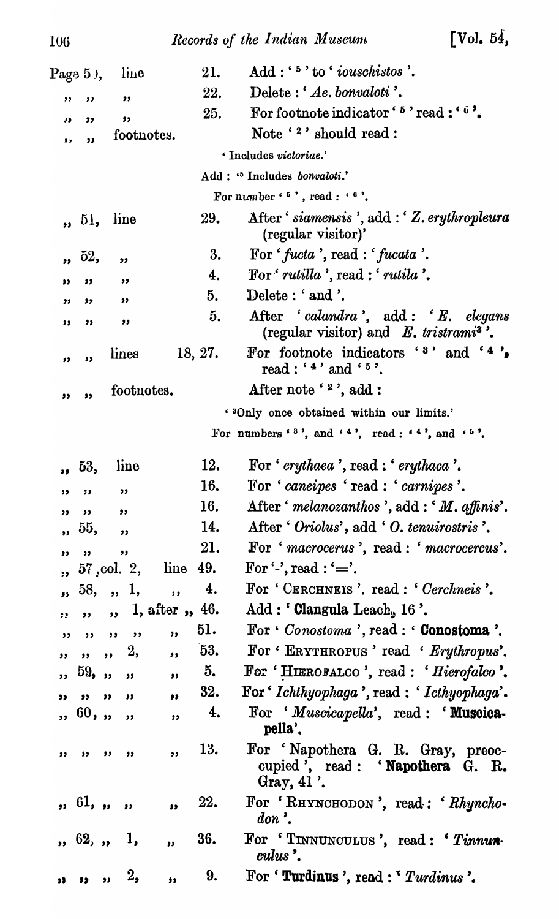| | | |
|---|---|---|
| Page 5?, line | 21. | Add : '[5]' to '*iouschistos*'. |
| ,, ,, ,, | 22. | Delete : '*Ae. bonvaloti*'. |
| ,, ,, ,, | 25. | For footnote indicator '[5]' read : '[6]'. |
| ,, ,, footnotes. | | Note '[2]' should read : |
| | | 'Includes *victoriae*.' |
| | | Add : '[5] Includes *bonvaloti*.' |
| | | For number '[5]', read : '[6]'. |
| ,, 51, line | 29. | After '*siamensis*', add : '*Z. erythropleura* (regular visitor)' |
| ,, 52, ,, | 3. | For '*fucta*', read : '*fucata*'. |
| ,, ,, ,, | 4. | For '*rutilla*', read : '*rutila*'. |
| ,, ,, ,, | 5. | Delete : 'and'. |
| ,, ,, ,, | 5. | After '*calandra*', add : '*E. elegans* (regular visitor) and *E. tristrami*[3]'. |
| ,, ,, lines | 18, 27. | For footnote indicators '[3]' and '[4]', read : '[4]' and '[5]'. |
| ,, ,, footnotes. | | After note '[2]', add : |
| | | '[3]Only once obtained within our limits.' |
| | | For numbers '[3]', and '[4]', read : '[4]', and '[5]'. |
| ,, 53, line | 12. | For '*erythaea*', read : '*erythaca*'. |
| ,, ,, ,, | 16. | For '*caneipes*' read : '*carnipes*'. |
| ,, ,, ,, | 16. | After '*melanozanthos*', add : '*M. affinis*'. |
| ,, 55, ,, | 14. | After '*Oriolus*', add '*O. tenuirostris*'. |
| ,, ,, ,, | 21. | For '*macrocerus*', read : '*macrocercus*'. |
| ,, 57, col. 2, line | 49. | For '-', read : '='. |
| ,, 58, ,, 1, ,, | 4. | For 'CERCHNEIS'. read : '*Cerchneis*'. |
| ,, ,, ,, 1, after ,, | 46. | Add : '**Clangula** Leach, 16'. |
| ,, ,, ,, ,, ,, | 51. | For '*Conostoma*', read : '**Conostoma**'. |
| ,, ,, ,, 2, ,, | 53. | For 'ERYTHROPUS' read '*Erythropus*'. |
| ,, 59, ,, ,, ,, | 5. | For 'HIEROFALCO', read : '*Hierofalco*'. |
| ,, ,, ,, ,, ,, | 32. | For '*Ichthyophaga*', read : '*Icthyophaga*'. |
| ,, 60, ,, ,, ,, | 4. | For '*Muscicapella*', read : '**Muscicapella**'. |
| ,, ,, ,, ,, ,, | 13. | For 'Napothera G. R. Gray, preoccupied', read : '**Napothera** G. R. Gray, 41'. |
| ,, 61, ,, ,, ,, | 22. | For 'RHYNCHODON', read : '*Rhynchodon*'. |
| ,, 62, ,, 1, ,, | 36. | For 'TINNUNCULUS', read : '*Tinnunculus*'. |
| ,, ,, ,, 2, ,, | 9. | For '**Turdinus**', read : '*Turdinus*'. |